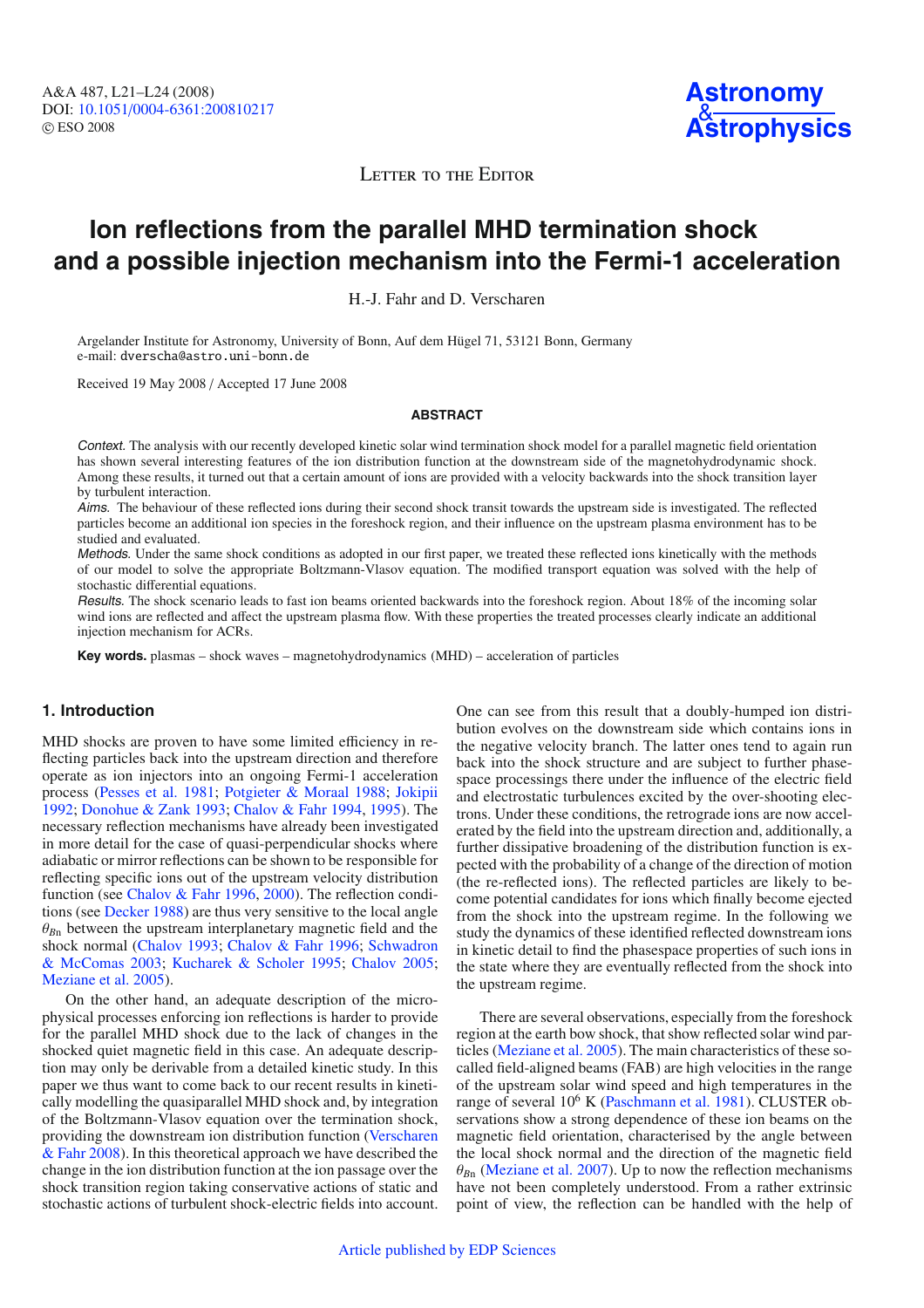Letter to the Editor

# Ion reflections from the parallel MHD termination shock and a possible injection mechanism into the Fermi-1 acceleration

H.-J. Fahr and D. Verscharen

Argelander Institute for Astronomy, University of Bonn, Auf dem Hügel 71, 53121 Bonn, Germany
e-mail: dverscha@astro.uni-bonn.de

Received 19 May 2008 / Accepted 17 June 2008

## ABSTRACT

*Context.* The analysis with our recently developed kinetic solar wind termination shock model for a parallel magnetic field orientation has shown several interesting features of the ion distribution function at the downstream side of the magnetohydrodynamic shock. Among these results, it turned out that a certain amount of ions are provided with a velocity backwards into the shock transition layer by turbulent interaction.

*Aims.* The behaviour of these reflected ions during their second shock transit towards the upstream side is investigated. The reflected particles become an additional ion species in the foreshock region, and their influence on the upstream plasma environment has to be studied and evaluated.

*Methods.* Under the same shock conditions as adopted in our first paper, we treated these reflected ions kinetically with the methods of our model to solve the appropriate Boltzmann-Vlasov equation. The modified transport equation was solved with the help of stochastic differential equations.

*Results.* The shock scenario leads to fast ion beams oriented backwards into the foreshock region. About 18% of the incoming solar wind ions are reflected and affect the upstream plasma flow. With these properties the treated processes clearly indicate an additional injection mechanism for ACRs.

**Key words.** plasmas – shock waves – magnetohydrodynamics (MHD) – acceleration of particles

## 1. Introduction

MHD shocks are proven to have some limited efficiency in reflecting particles back into the upstream direction and therefore operate as ion injectors into an ongoing Fermi-1 acceleration process (Pesses et al. 1981; Potgieter & Moraal 1988; Jokipii 1992; Donohue & Zank 1993; Chalov & Fahr 1994, 1995). The necessary reflection mechanisms have already been investigated in more detail for the case of quasi-perpendicular shocks where adiabatic or mirror reflections can be shown to be responsible for reflecting specific ions out of the upstream velocity distribution function (see Chalov & Fahr 1996, 2000). The reflection conditions (see Decker 1988) are thus very sensitive to the local angle $\theta_{Bn}$ between the upstream interplanetary magnetic field and the shock normal (Chalov 1993; Chalov & Fahr 1996; Schwadron & McComas 2003; Kucharek & Scholer 1995; Chalov 2005; Meziane et al. 2005).

On the other hand, an adequate description of the microphysical processes enforcing ion reflections is harder to provide for the parallel MHD shock due to the lack of changes in the shocked quiet magnetic field in this case. An adequate description may only be derivable from a detailed kinetic study. In this paper we thus want to come back to our recent results in kinetically modelling the quasiparallel MHD shock and, by integration of the Boltzmann-Vlasov equation over the termination shock, providing the downstream ion distribution function (Verscharen & Fahr 2008). In this theoretical approach we have described the change in the ion distribution function at the ion passage over the shock transition region taking conservative actions of static and stochastic actions of turbulent shock-electric fields into account. One can see from this result that a doubly-humped ion distribution evolves on the downstream side which contains ions in the negative velocity branch. The latter ones tend to again run back into the shock structure and are subject to further phase-space processings there under the influence of the electric field and electrostatic turbulences excited by the over-shooting electrons. Under these conditions, the retrograde ions are now accelerated by the field into the upstream direction and, additionally, a further dissipative broadening of the distribution function is expected with the probability of a change of the direction of motion (the re-reflected ions). The reflected particles are likely to become potential candidates for ions which finally become ejected from the shock into the upstream regime. In the following we study the dynamics of these identified reflected downstream ions in kinetic detail to find the phasespace properties of such ions in the state where they are eventually reflected from the shock into the upstream regime.

There are several observations, especially from the foreshock region at the earth bow shock, that show reflected solar wind particles (Meziane et al. 2005). The main characteristics of these so-called field-aligned beams (FAB) are high velocities in the range of the upstream solar wind speed and high temperatures in the range of several $10^6$ K (Paschmann et al. 1981). CLUSTER observations show a strong dependence of these ion beams on the magnetic field orientation, characterised by the angle between the local shock normal and the direction of the magnetic field $\theta_{Bn}$ (Meziane et al. 2007). Up to now the reflection mechanisms have not been completely understood. From a rather extrinsic point of view, the reflection can be handled with the help of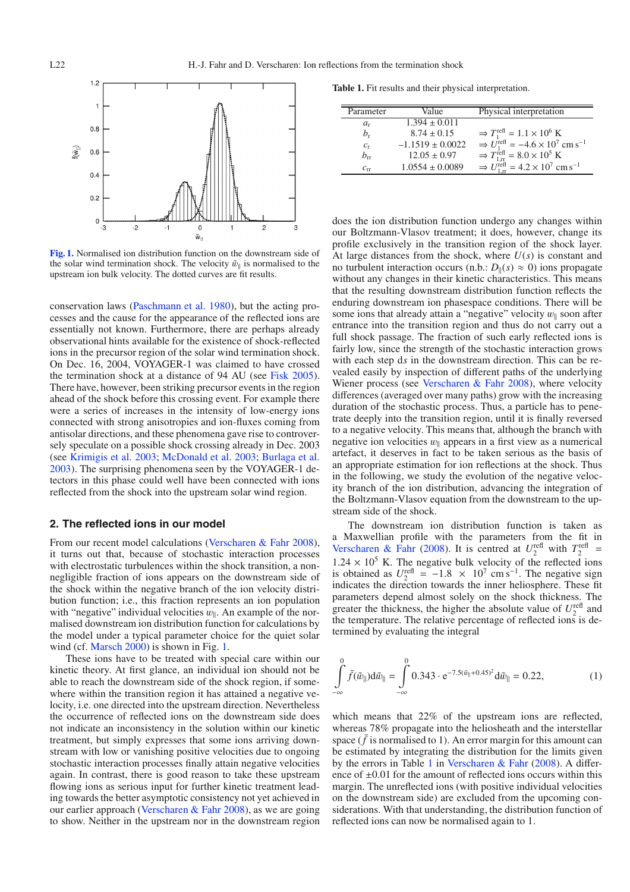Fig. 1. Normalised ion distribution function on the downstream side of the solar wind termination shock. The velocity $\tilde{w}_{\parallel}$ is normalised to the upstream ion bulk velocity. The dotted curves are fit results.

conservation laws (Paschmann et al. 1980), but the acting processes and the cause for the appearance of the reflected ions are essentially not known. Furthermore, there are perhaps already observational hints available for the existence of shock-reflected ions in the precursor region of the solar wind termination shock. On Dec. 16, 2004, VOYAGER-1 was claimed to have crossed the termination shock at a distance of 94 AU (see Fisk 2005). There have, however, been striking precursor events in the region ahead of the shock before this crossing event. For example there were a series of increases in the intensity of low-energy ions connected with strong anisotropies and ion-fluxes coming from antisolar directions, and these phenomena gave rise to controversely speculate on a possible shock crossing already in Dec. 2003 (see Krimigis et al. 2003; McDonald et al. 2003; Burlaga et al. 2003). The surprising phenomena seen by the VOYAGER-1 detectors in this phase could well have been connected with ions reflected from the shock into the upstream solar wind region.

## 2. The reflected ions in our model

From our recent model calculations (Verscharen & Fahr 2008), it turns out that, because of stochastic interaction processes with electrostatic turbulences within the shock transition, a non-negligible fraction of ions appears on the downstream side of the shock within the negative branch of the ion velocity distribution function; i.e., this fraction represents an ion population with "negative" individual velocities $w_{\parallel}$. An example of the normalised downstream ion distribution function for calculations by the model under a typical parameter choice for the quiet solar wind (cf. Marsch 2000) is shown in Fig. 1.

These ions have to be treated with special care within our kinetic theory. At first glance, an individual ion should not be able to reach the downstream side of the shock region, if somewhere within the transition region it has attained a negative velocity, i.e. one directed into the upstream direction. Nevertheless the occurrence of reflected ions on the downstream side does not indicate an inconsistency in the solution within our kinetic treatment, but simply expresses that some ions arriving downstream with low or vanishing positive velocities due to ongoing stochastic interaction processes finally attain negative velocities again. In contrast, there is good reason to take these upstream flowing ions as serious input for further kinetic treatment leading towards the better asymptotic consistency not yet achieved in our earlier approach (Verscharen & Fahr 2008), as we are going to show. Neither in the upstream nor in the downstream region does the ion distribution function undergo any changes within our Boltzmann-Vlasov treatment; it does, however, change its profile exclusively in the transition region of the shock layer. At large distances from the shock, where $U(s)$ is constant and no turbulent interaction occurs (n.b.: $D_{\parallel}(s) \approx 0$) ions propagate without any changes in their kinetic characteristics. This means that the resulting downstream distribution function reflects the enduring downstream ion phasespace conditions. There will be some ions that already attain a "negative" velocity $w_{\parallel}$ soon after entrance into the transition region and thus do not carry out a full shock passage. The fraction of such early reflected ions is fairly low, since the strength of the stochastic interaction grows with each step $\mathrm{d}s$ in the downstream direction. This can be revealed easily by inspection of different paths of the underlying Wiener process (see Verscharen & Fahr 2008), where velocity differences (averaged over many paths) grow with the increasing duration of the stochastic process. Thus, a particle has to penetrate deeply into the transition region, until it is finally reversed to a negative velocity. This means that, although the branch with negative ion velocities $w_{\parallel}$ appears in a first view as a numerical artefact, it deserves in fact to be taken serious as the basis of an appropriate estimation for ion reflections at the shock. Thus in the following, we study the evolution of the negative velocity branch of the ion distribution, advancing the integration of the Boltzmann-Vlasov equation from the downstream to the upstream side of the shock.

Table 1. Fit results and their physical interpretation.

| Parameter | Value | Physical interpretation |
|---|---|---|
| $a_{\mathrm{r}}$ | $1.394 \pm 0.011$ | |
| $b_{\mathrm{r}}$ | $8.74 \pm 0.15$ | $\Rightarrow T_1^{\mathrm{refl}} = 1.1 \times 10^6$ K |
| $c_{\mathrm{r}}$ | $-1.1519 \pm 0.0022$ | $\Rightarrow U_1^{\mathrm{refl}} = -4.6 \times 10^7$ cm s$^{-1}$ |
| $b_{\mathrm{rr}}$ | $12.05 \pm 0.97$ | $\Rightarrow T_{1,\mathrm{rr}}^{\mathrm{refl}} = 8.0 \times 10^5$ K |
| $c_{\mathrm{rr}}$ | $1.0554 \pm 0.0089$ | $\Rightarrow U_{1,\mathrm{rr}}^{\mathrm{refl}} = 4.2 \times 10^7$ cm s$^{-1}$ |

The downstream ion distribution function is taken as a Maxwellian profile with the parameters from the fit in Verscharen & Fahr (2008). It is centred at $U_2^{\mathrm{refl}}$ with $T_2^{\mathrm{refl}} = 1.24 \times 10^5$ K. The negative bulk velocity of the reflected ions is obtained as $U_2^{\mathrm{refl}} = -1.8 \times 10^7$ cm s$^{-1}$. The negative sign indicates the direction towards the inner heliosphere. These fit parameters depend almost solely on the shock thickness. The greater the thickness, the higher the absolute value of $U_2^{\mathrm{refl}}$ and the temperature. The relative percentage of reflected ions is determined by evaluating the integral

$$\int_{-\infty}^{0} \bar{f}(\tilde{w}_{\parallel})\mathrm{d}\tilde{w}_{\parallel} = \int_{-\infty}^{0} 0.343 \cdot \mathrm{e}^{-7.5(\tilde{w}_{\parallel}+0.45)^2}\mathrm{d}\tilde{w}_{\parallel} = 0.22, \tag{1}$$

which means that 22% of the upstream ions are reflected, whereas 78% propagate into the heliosheath and the interstellar space ($\bar{f}$ is normalised to 1). An error margin for this amount can be estimated by integrating the distribution for the limits given by the errors in Table 1 in Verscharen & Fahr (2008). A difference of $\pm 0.01$ for the amount of reflected ions occurs within this margin. The unreflected ions (with positive individual velocities on the downstream side) are excluded from the upcoming considerations. With that understanding, the distribution function of reflected ions can now be normalised again to 1.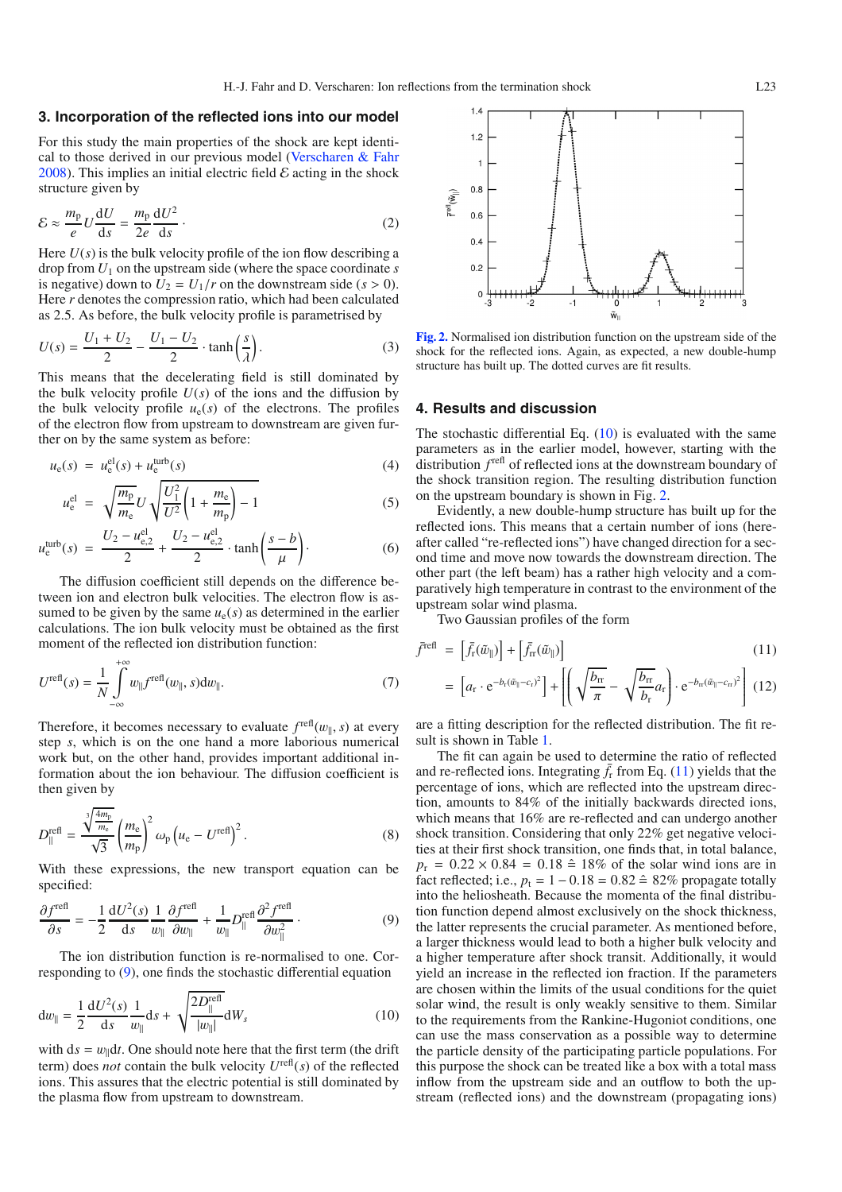## 3. Incorporation of the reflected ions into our model

For this study the main properties of the shock are kept identical to those derived in our previous model (Verscharen & Fahr 2008). This implies an initial electric field $\mathcal{E}$ acting in the shock structure given by

$$\mathcal{E} \approx \frac{m_\mathrm{p}}{e} U \frac{\mathrm{d}U}{\mathrm{d}s} = \frac{m_\mathrm{p}}{2e} \frac{\mathrm{d}U^2}{\mathrm{d}s} \cdot \tag{2}$$

Here $U(s)$ is the bulk velocity profile of the ion flow describing a drop from $U_1$ on the upstream side (where the space coordinate $s$ is negative) down to $U_2 = U_1/r$ on the downstream side ($s > 0$). Here $r$ denotes the compression ratio, which had been calculated as 2.5. As before, the bulk velocity profile is parametrised by

$$U(s) = \frac{U_1 + U_2}{2} - \frac{U_1 - U_2}{2} \cdot \tanh\left(\frac{s}{\lambda}\right). \tag{3}$$

This means that the decelerating field is still dominated by the bulk velocity profile $U(s)$ of the ions and the diffusion by the bulk velocity profile $u_\mathrm{e}(s)$ of the electrons. The profiles of the electron flow from upstream to downstream are given further on by the same system as before:

$$u_\mathrm{e}(s) = u_\mathrm{e}^\mathrm{el}(s) + u_\mathrm{e}^\mathrm{turb}(s) \tag{4}$$

$$u_\mathrm{e}^\mathrm{el} = \sqrt{\frac{m_\mathrm{p}}{m_\mathrm{e}}} U \sqrt{\frac{U_1^2}{U^2}\left(1 + \frac{m_\mathrm{e}}{m_\mathrm{p}}\right) - 1} \tag{5}$$

$$u_\mathrm{e}^\mathrm{turb}(s) = \frac{U_2 - u_{\mathrm{e},2}^\mathrm{el}}{2} + \frac{U_2 - u_{\mathrm{e},2}^\mathrm{el}}{2} \cdot \tanh\left(\frac{s-b}{\mu}\right). \tag{6}$$

The diffusion coefficient still depends on the difference between ion and electron bulk velocities. The electron flow is assumed to be given by the same $u_\mathrm{e}(s)$ as determined in the earlier calculations. The ion bulk velocity must be obtained as the first moment of the reflected ion distribution function:

$$U^\mathrm{refl}(s) = \frac{1}{N} \int_{-\infty}^{+\infty} w_\parallel f^\mathrm{refl}(w_\parallel, s) \mathrm{d}w_\parallel. \tag{7}$$

Therefore, it becomes necessary to evaluate $f^\mathrm{refl}(w_\parallel, s)$ at every step $s$, which is on the one hand a more laborious numerical work but, on the other hand, provides important additional information about the ion behaviour. The diffusion coefficient is then given by

$$D_\parallel^\mathrm{refl} = \frac{\sqrt[3]{\frac{4m_\mathrm{p}}{m_\mathrm{e}}}}{\sqrt{3}} \left(\frac{m_\mathrm{e}}{m_\mathrm{p}}\right)^2 \omega_\mathrm{p} \left(u_\mathrm{e} - U^\mathrm{refl}\right)^2. \tag{8}$$

With these expressions, the new transport equation can be specified:

$$\frac{\partial f^\mathrm{refl}}{\partial s} = -\frac{1}{2} \frac{\mathrm{d}U^2(s)}{\mathrm{d}s} \frac{1}{w_\parallel} \frac{\partial f^\mathrm{refl}}{\partial w_\parallel} + \frac{1}{w_\parallel} D_\parallel^\mathrm{refl} \frac{\partial^2 f^\mathrm{refl}}{\partial w_\parallel^2} \cdot \tag{9}$$

The ion distribution function is re-normalised to one. Corresponding to (9), one finds the stochastic differential equation

$$\mathrm{d}w_\parallel = \frac{1}{2} \frac{\mathrm{d}U^2(s)}{\mathrm{d}s} \frac{1}{w_\parallel} \mathrm{d}s + \sqrt{\frac{2D_\parallel^\mathrm{refl}}{|w_\parallel|}} \mathrm{d}W_s \tag{10}$$

with $\mathrm{d}s = w_\parallel \mathrm{d}t$. One should note here that the first term (the drift term) does *not* contain the bulk velocity $U^\mathrm{refl}(s)$ of the reflected ions. This assures that the electric potential is still dominated by the plasma flow from upstream to downstream.

**Fig. 2.** Normalised ion distribution function on the upstream side of the shock for the reflected ions. Again, as expected, a new double-hump structure has built up. The dotted curves are fit results.

## 4. Results and discussion

The stochastic differential Eq. (10) is evaluated with the same parameters as in the earlier model, however, starting with the distribution $f^\mathrm{refl}$ of reflected ions at the downstream boundary of the shock transition region. The resulting distribution function on the upstream boundary is shown in Fig. 2.

Evidently, a new double-hump structure has built up for the reflected ions. This means that a certain number of ions (hereafter called "re-reflected ions") have changed direction for a second time and move now towards the downstream direction. The other part (the left beam) has a rather high velocity and a comparatively high temperature in contrast to the environment of the upstream solar wind plasma.

Two Gaussian profiles of the form

$$\bar{f}^\mathrm{refl} = \left[\bar{f}_\mathrm{r}(\bar{w}_\parallel)\right] + \left[\bar{f}_\mathrm{rr}(\bar{w}_\parallel)\right] \tag{11}$$

$$= \left[a_\mathrm{r} \cdot \mathrm{e}^{-b_\mathrm{r}(\bar{w}_\parallel - c_\mathrm{r})^2}\right] + \left[\left(\sqrt{\frac{b_\mathrm{rr}}{\pi}} - \sqrt{\frac{b_\mathrm{rr}}{b_\mathrm{r}}} a_\mathrm{r}\right) \cdot \mathrm{e}^{-b_\mathrm{rr}(\bar{w}_\parallel - c_\mathrm{rr})^2}\right] \tag{12}$$

are a fitting description for the reflected distribution. The fit result is shown in Table 1.

The fit can again be used to determine the ratio of reflected and re-reflected ions. Integrating $\bar{f}_\mathrm{r}$ from Eq. (11) yields that the percentage of ions, which are reflected into the upstream direction, amounts to 84% of the initially backwards directed ions, which means that 16% are re-reflected and can undergo another shock transition. Considering that only 22% get negative velocities at their first shock transition, one finds that, in total balance, $p_\mathrm{r} = 0.22 \times 0.84 = 0.18 \mathrel{\hat{=}} 18\%$ of the solar wind ions are in fact reflected; i.e., $p_\mathrm{t} = 1 - 0.18 = 0.82 \mathrel{\hat{=}} 82\%$ propagate totally into the heliosheath. Because the momenta of the final distribution function depend almost exclusively on the shock thickness, the latter represents the crucial parameter. As mentioned before, a larger thickness would lead to both a higher bulk velocity and a higher temperature after shock transit. Additionally, it would yield an increase in the reflected ion fraction. If the parameters are chosen within the limits of the usual conditions for the quiet solar wind, the result is only weakly sensitive to them. Similar to the requirements from the Rankine-Hugoniot conditions, one can use the mass conservation as a possible way to determine the particle density of the participating particle populations. For this purpose the shock can be treated like a box with a total mass inflow from the upstream side and an outflow to both the upstream (reflected ions) and the downstream (propagating ions)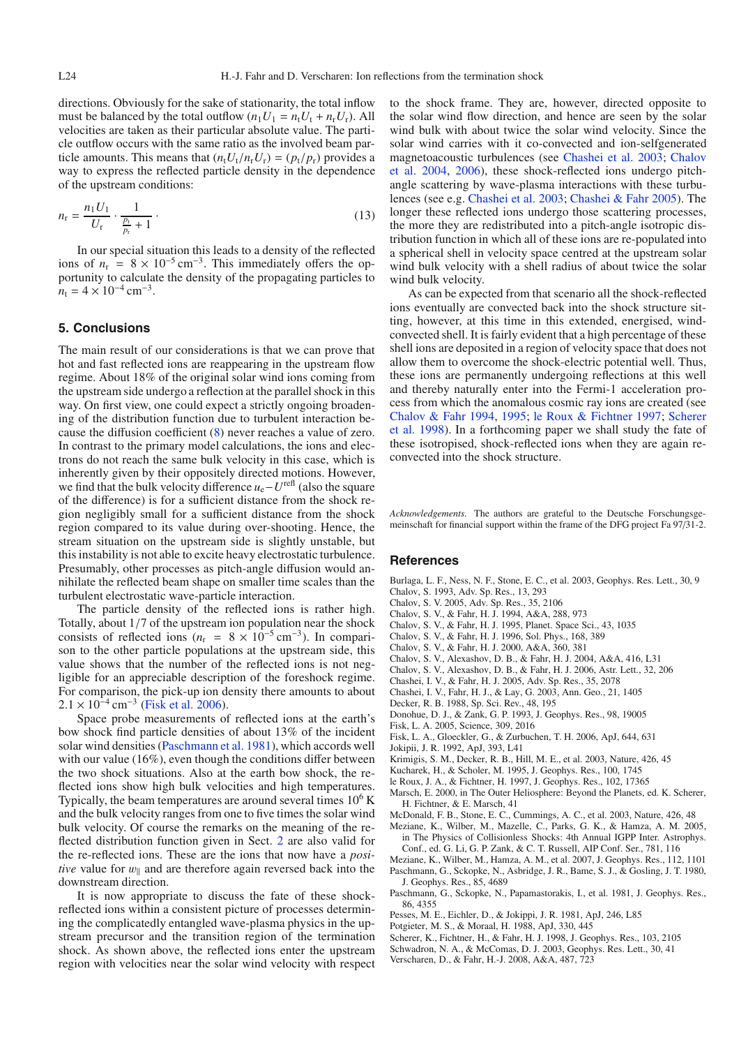directions. Obviously for the sake of stationarity, the total inflow must be balanced by the total outflow ($n_1 U_1 = n_t U_t + n_r U_r$). All velocities are taken as their particular absolute value. The particle outflow occurs with the same ratio as the involved beam particle amounts. This means that $(n_t U_t / n_r U_r) = (p_t / p_r)$ provides a way to express the reflected particle density in the dependence of the upstream conditions:

$$n_r = \frac{n_1 U_1}{U_r} \cdot \frac{1}{\frac{p_t}{p_r} + 1} \cdot \tag{13}$$

In our special situation this leads to a density of the reflected ions of $n_r = 8 \times 10^{-5}\,\mathrm{cm}^{-3}$. This immediately offers the opportunity to calculate the density of the propagating particles to $n_t = 4 \times 10^{-4}\,\mathrm{cm}^{-3}$.

## 5. Conclusions

The main result of our considerations is that we can prove that hot and fast reflected ions are reappearing in the upstream flow regime. About 18% of the original solar wind ions coming from the upstream side undergo a reflection at the parallel shock in this way. On first view, one could expect a strictly ongoing broadening of the distribution function due to turbulent interaction because the diffusion coefficient (8) never reaches a value of zero. In contrast to the primary model calculations, the ions and electrons do not reach the same bulk velocity in this case, which is inherently given by their oppositely directed motions. However, we find that the bulk velocity difference $u_e - U^{\mathrm{refl}}$ (also the square of the difference) is for a sufficient distance from the shock region negligibly small for a sufficient distance from the shock region compared to its value during over-shooting. Hence, the stream situation on the upstream side is slightly unstable, but this instability is not able to excite heavy electrostatic turbulence. Presumably, other processes as pitch-angle diffusion would annihilate the reflected beam shape on smaller time scales than the turbulent electrostatic wave-particle interaction.

The particle density of the reflected ions is rather high. Totally, about 1/7 of the upstream ion population near the shock consists of reflected ions ($n_r = 8 \times 10^{-5}\,\mathrm{cm}^{-3}$). In comparison to the other particle populations at the upstream side, this value shows that the number of the reflected ions is not negligible for an appreciable description of the foreshock regime. For comparison, the pick-up ion density there amounts to about $2.1 \times 10^{-4}\,\mathrm{cm}^{-3}$ (Fisk et al. 2006).

Space probe measurements of reflected ions at the earth's bow shock find particle densities of about 13% of the incident solar wind densities (Paschmann et al. 1981), which accords well with our value (16%), even though the conditions differ between the two shock situations. Also at the earth bow shock, the reflected ions show high bulk velocities and high temperatures. Typically, the beam temperatures are around several times $10^6$ K and the bulk velocity ranges from one to five times the solar wind bulk velocity. Of course the remarks on the meaning of the reflected distribution function given in Sect. 2 are also valid for the re-reflected ions. These are the ions that now have a *positive* value for $w_\parallel$ and are therefore again reversed back into the downstream direction.

It is now appropriate to discuss the fate of these shock-reflected ions within a consistent picture of processes determining the complicatedly entangled wave-plasma physics in the upstream precursor and the transition region of the termination shock. As shown above, the reflected ions enter the upstream region with velocities near the solar wind velocity with respect to the shock frame. They are, however, directed opposite to the solar wind flow direction, and hence are seen by the solar wind bulk with about twice the solar wind velocity. Since the solar wind carries with it co-convected and ion-selfgenerated magnetoacoustic turbulences (see Chashei et al. 2003; Chalov et al. 2004, 2006), these shock-reflected ions undergo pitch-angle scattering by wave-plasma interactions with these turbulences (see e.g. Chashei et al. 2003; Chashei & Fahr 2005). The longer these reflected ions undergo those scattering processes, the more they are redistributed into a pitch-angle isotropic distribution function in which all of these ions are re-populated into a spherical shell in velocity space centred at the upstream solar wind bulk velocity with a shell radius of about twice the solar wind bulk velocity.

As can be expected from that scenario all the shock-reflected ions eventually are convected back into the shock structure sitting, however, at this time in this extended, energised, wind-convected shell. It is fairly evident that a high percentage of these shell ions are deposited in a region of velocity space that does not allow them to overcome the shock-electric potential well. Thus, these ions are permanently undergoing reflections at this well and thereby naturally enter into the Fermi-1 acceleration process from which the anomalous cosmic ray ions are created (see Chalov & Fahr 1994, 1995; le Roux & Fichtner 1997; Scherer et al. 1998). In a forthcoming paper we shall study the fate of these isotropised, shock-reflected ions when they are again reconvected into the shock structure.

*Acknowledgements.* The authors are grateful to the Deutsche Forschungsgemeinschaft for financial support within the frame of the DFG project Fa 97/31-2.

## References

Burlaga, L. F., Ness, N. F., Stone, E. C., et al. 2003, Geophys. Res. Lett., 30, 9
Chalov, S. 1993, Adv. Sp. Res., 13, 293
Chalov, S. V. 2005, Adv. Sp. Res., 35, 2106
Chalov, S. V., & Fahr, H. J. 1994, A&A, 288, 973
Chalov, S. V., & Fahr, H. J. 1995, Planet. Space Sci., 43, 1035
Chalov, S. V., & Fahr, H. J. 1996, Sol. Phys., 168, 389
Chalov, S. V., & Fahr, H. J. 2000, A&A, 360, 381
Chalov, S. V., Alexashov, D. B., & Fahr, H. J. 2004, A&A, 416, L31
Chalov, S. V., Alexashov, D. B., & Fahr, H. J. 2006, Astr. Lett., 32, 206
Chashei, I. V., & Fahr, H. J. 2005, Adv. Sp. Res., 35, 2078
Chashei, I. V., Fahr, H. J., & Lay, G. 2003, Ann. Geo., 21, 1405
Decker, R. B. 1988, Sp. Sci. Rev., 48, 195
Donohue, D. J., & Zank, G. P. 1993, J. Geophys. Res., 98, 19005
Fisk, L. A. 2005, Science, 309, 2016
Fisk, L. A., Gloeckler, G., & Zurbuchen, T. H. 2006, ApJ, 644, 631
Jokipii, J. R. 1992, ApJ, 393, L41
Krimigis, S. M., Decker, R. B., Hill, M. E., et al. 2003, Nature, 426, 45
Kucharek, H., & Scholer, M. 1995, J. Geophys. Res., 100, 1745
le Roux, J. A., & Fichtner, H. 1997, J. Geophys. Res., 102, 17365
Marsch, E. 2000, in The Outer Heliosphere: Beyond the Planets, ed. K. Scherer, H. Fichtner, & E. Marsch, 41
McDonald, F. B., Stone, E. C., Cummings, A. C., et al. 2003, Nature, 426, 48
Meziane, K., Wilber, M., Mazelle, C., Parks, G. K., & Hamza, A. M. 2005, in The Physics of Collisionless Shocks: 4th Annual IGPP Inter. Astrophys. Conf., ed. G. Li, G. P. Zank, & C. T. Russell, AIP Conf. Ser., 781, 116
Meziane, K., Wilber, M., Hamza, A. M., et al. 2007, J. Geophys. Res., 112, 1101
Paschmann, G., Sckopke, N., Asbridge, J. R., Bame, S. J., & Gosling, J. T. 1980, J. Geophys. Res., 85, 4689
Paschmann, G., Sckopke, N., Papamastorakis, I., et al. 1981, J. Geophys. Res., 86, 4355
Pesses, M. E., Eichler, D., & Jokippi, J. R. 1981, ApJ, 246, L85
Potgieter, M. S., & Moraal, H. 1988, ApJ, 330, 445
Scherer, K., Fichtner, H., & Fahr, H. J. 1998, J. Geophys. Res., 103, 2105
Schwadron, N. A., & McComas, D. J. 2003, Geophys. Res. Lett., 30, 41
Verscharen, D., & Fahr, H.-J. 2008, A&A, 487, 723